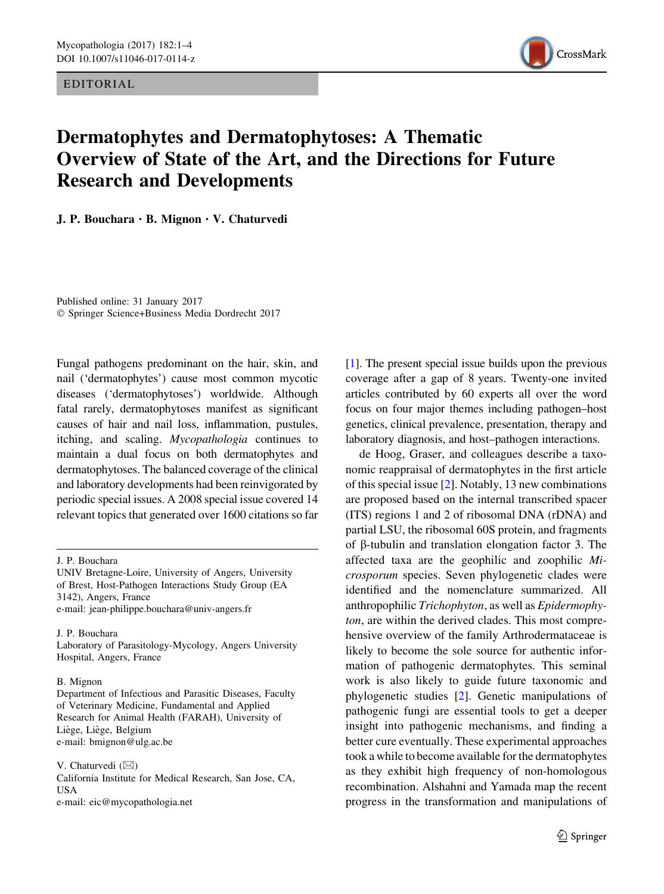EDITORIAL

# Dermatophytes and Dermatophytoses: A Thematic Overview of State of the Art, and the Directions for Future Research and Developments

J. P. Bouchara · B. Mignon · V. Chaturvedi

Published online: 31 January 2017
© Springer Science+Business Media Dordrecht 2017

Fungal pathogens predominant on the hair, skin, and nail ('dermatophytes') cause most common mycotic diseases ('dermatophytoses') worldwide. Although fatal rarely, dermatophytoses manifest as significant causes of hair and nail loss, inflammation, pustules, itching, and scaling. *Mycopathologia* continues to maintain a dual focus on both dermatophytes and dermatophytoses. The balanced coverage of the clinical and laboratory developments had been reinvigorated by periodic special issues. A 2008 special issue covered 14 relevant topics that generated over 1600 citations so far [1]. The present special issue builds upon the previous coverage after a gap of 8 years. Twenty-one invited articles contributed by 60 experts all over the word focus on four major themes including pathogen–host genetics, clinical prevalence, presentation, therapy and laboratory diagnosis, and host–pathogen interactions.

de Hoog, Graser, and colleagues describe a taxonomic reappraisal of dermatophytes in the first article of this special issue [2]. Notably, 13 new combinations are proposed based on the internal transcribed spacer (ITS) regions 1 and 2 of ribosomal DNA (rDNA) and partial LSU, the ribosomal 60S protein, and fragments of β-tubulin and translation elongation factor 3. The affected taxa are the geophilic and zoophilic *Microsporum* species. Seven phylogenetic clades were identified and the nomenclature summarized. All anthropophilic *Trichophyton*, as well as *Epidermophyton*, are within the derived clades. This most comprehensive overview of the family Arthrodermataceae is likely to become the sole source for authentic information of pathogenic dermatophytes. This seminal work is also likely to guide future taxonomic and phylogenetic studies [2]. Genetic manipulations of pathogenic fungi are essential tools to get a deeper insight into pathogenic mechanisms, and finding a better cure eventually. These experimental approaches took a while to become available for the dermatophytes as they exhibit high frequency of non-homologous recombination. Alshahni and Yamada map the recent progress in the transformation and manipulations of

---

J. P. Bouchara
UNIV Bretagne-Loire, University of Angers, University of Brest, Host-Pathogen Interactions Study Group (EA 3142), Angers, France
e-mail: jean-philippe.bouchara@univ-angers.fr

J. P. Bouchara
Laboratory of Parasitology-Mycology, Angers University Hospital, Angers, France

B. Mignon
Department of Infectious and Parasitic Diseases, Faculty of Veterinary Medicine, Fundamental and Applied Research for Animal Health (FARAH), University of Liège, Liège, Belgium
e-mail: bmignon@ulg.ac.be

V. Chaturvedi (✉)
California Institute for Medical Research, San Jose, CA, USA
e-mail: eic@mycopathologia.net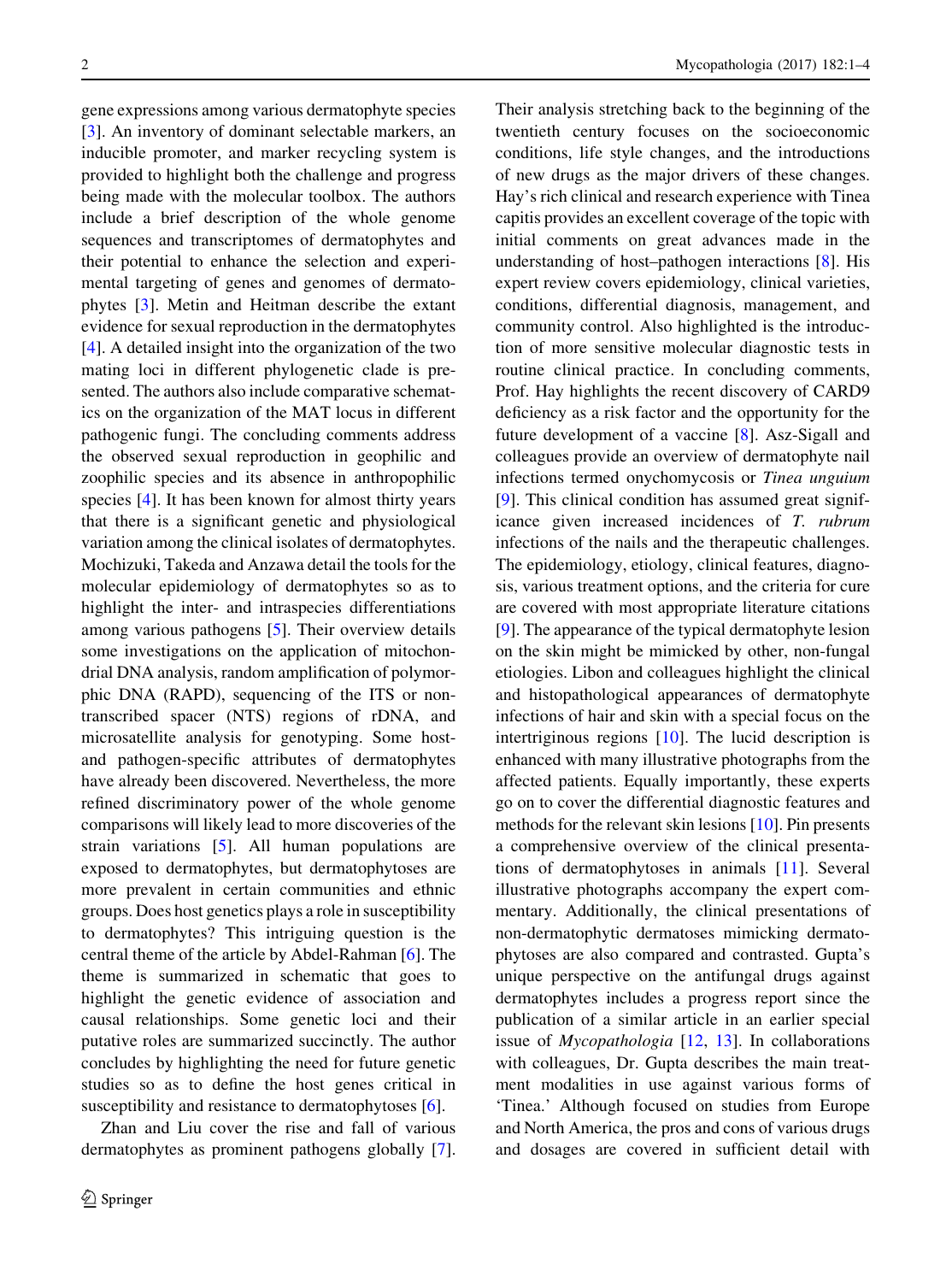gene expressions among various dermatophyte species [3]. An inventory of dominant selectable markers, an inducible promoter, and marker recycling system is provided to highlight both the challenge and progress being made with the molecular toolbox. The authors include a brief description of the whole genome sequences and transcriptomes of dermatophytes and their potential to enhance the selection and experimental targeting of genes and genomes of dermatophytes [3]. Metin and Heitman describe the extant evidence for sexual reproduction in the dermatophytes [4]. A detailed insight into the organization of the two mating loci in different phylogenetic clade is presented. The authors also include comparative schematics on the organization of the MAT locus in different pathogenic fungi. The concluding comments address the observed sexual reproduction in geophilic and zoophilic species and its absence in anthropophilic species [4]. It has been known for almost thirty years that there is a significant genetic and physiological variation among the clinical isolates of dermatophytes. Mochizuki, Takeda and Anzawa detail the tools for the molecular epidemiology of dermatophytes so as to highlight the inter- and intraspecies differentiations among various pathogens [5]. Their overview details some investigations on the application of mitochondrial DNA analysis, random amplification of polymorphic DNA (RAPD), sequencing of the ITS or non-transcribed spacer (NTS) regions of rDNA, and microsatellite analysis for genotyping. Some host- and pathogen-specific attributes of dermatophytes have already been discovered. Nevertheless, the more refined discriminatory power of the whole genome comparisons will likely lead to more discoveries of the strain variations [5]. All human populations are exposed to dermatophytes, but dermatophytoses are more prevalent in certain communities and ethnic groups. Does host genetics plays a role in susceptibility to dermatophytes? This intriguing question is the central theme of the article by Abdel-Rahman [6]. The theme is summarized in schematic that goes to highlight the genetic evidence of association and causal relationships. Some genetic loci and their putative roles are summarized succinctly. The author concludes by highlighting the need for future genetic studies so as to define the host genes critical in susceptibility and resistance to dermatophytoses [6].

Zhan and Liu cover the rise and fall of various dermatophytes as prominent pathogens globally [7]. Their analysis stretching back to the beginning of the twentieth century focuses on the socioeconomic conditions, life style changes, and the introductions of new drugs as the major drivers of these changes. Hay's rich clinical and research experience with Tinea capitis provides an excellent coverage of the topic with initial comments on great advances made in the understanding of host–pathogen interactions [8]. His expert review covers epidemiology, clinical varieties, conditions, differential diagnosis, management, and community control. Also highlighted is the introduction of more sensitive molecular diagnostic tests in routine clinical practice. In concluding comments, Prof. Hay highlights the recent discovery of CARD9 deficiency as a risk factor and the opportunity for the future development of a vaccine [8]. Asz-Sigall and colleagues provide an overview of dermatophyte nail infections termed onychomycosis or *Tinea unguium* [9]. This clinical condition has assumed great significance given increased incidences of *T. rubrum* infections of the nails and the therapeutic challenges. The epidemiology, etiology, clinical features, diagnosis, various treatment options, and the criteria for cure are covered with most appropriate literature citations [9]. The appearance of the typical dermatophyte lesion on the skin might be mimicked by other, non-fungal etiologies. Libon and colleagues highlight the clinical and histopathological appearances of dermatophyte infections of hair and skin with a special focus on the intertriginous regions [10]. The lucid description is enhanced with many illustrative photographs from the affected patients. Equally importantly, these experts go on to cover the differential diagnostic features and methods for the relevant skin lesions [10]. Pin presents a comprehensive overview of the clinical presentations of dermatophytoses in animals [11]. Several illustrative photographs accompany the expert commentary. Additionally, the clinical presentations of non-dermatophytic dermatoses mimicking dermatophytoses are also compared and contrasted. Gupta's unique perspective on the antifungal drugs against dermatophytes includes a progress report since the publication of a similar article in an earlier special issue of *Mycopathologia* [12, 13]. In collaborations with colleagues, Dr. Gupta describes the main treatment modalities in use against various forms of 'Tinea.' Although focused on studies from Europe and North America, the pros and cons of various drugs and dosages are covered in sufficient detail with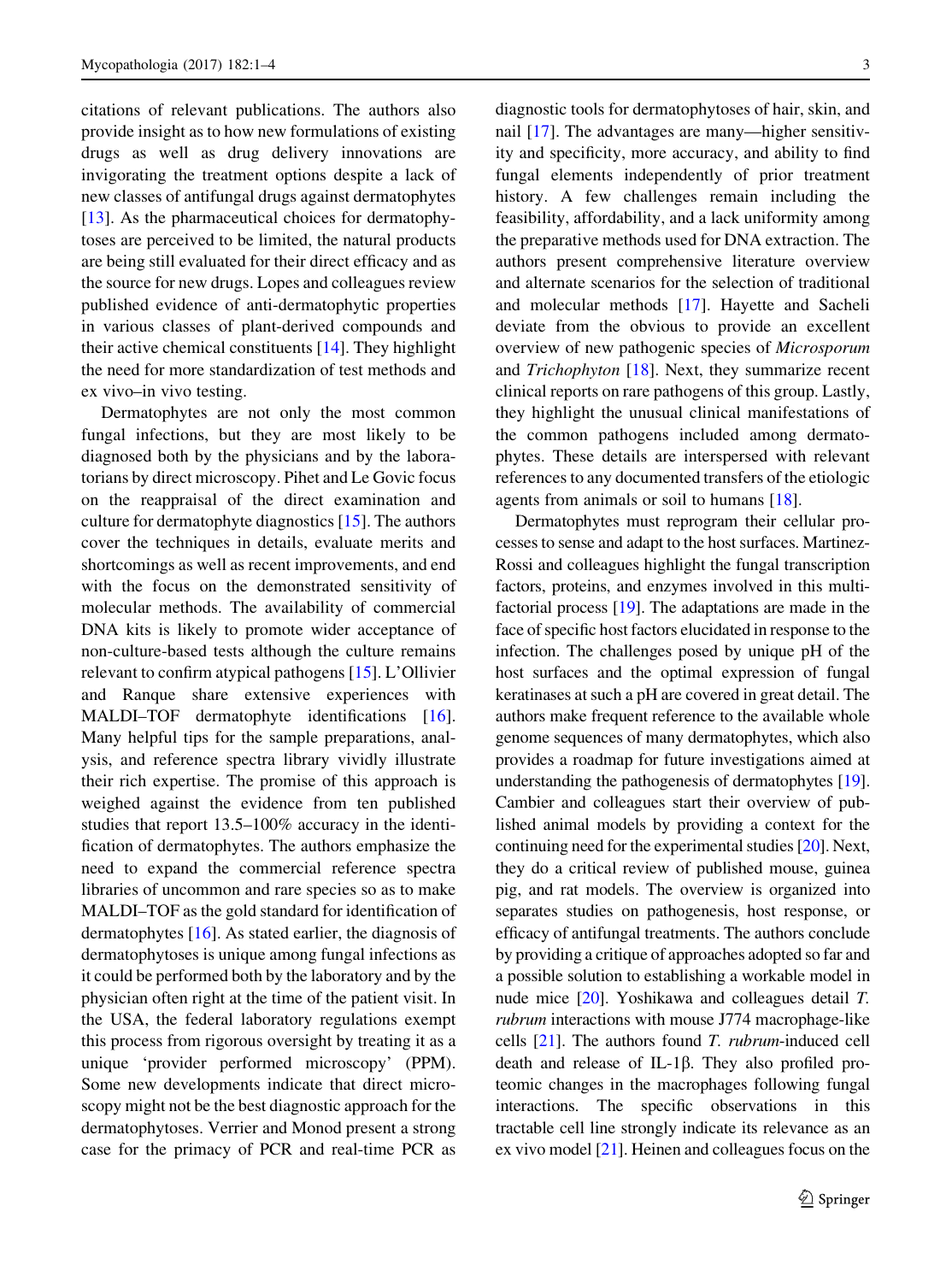citations of relevant publications. The authors also provide insight as to how new formulations of existing drugs as well as drug delivery innovations are invigorating the treatment options despite a lack of new classes of antifungal drugs against dermatophytes [13]. As the pharmaceutical choices for dermatophytoses are perceived to be limited, the natural products are being still evaluated for their direct efficacy and as the source for new drugs. Lopes and colleagues review published evidence of anti-dermatophytic properties in various classes of plant-derived compounds and their active chemical constituents [14]. They highlight the need for more standardization of test methods and ex vivo–in vivo testing.

Dermatophytes are not only the most common fungal infections, but they are most likely to be diagnosed both by the physicians and by the laboratorians by direct microscopy. Pihet and Le Govic focus on the reappraisal of the direct examination and culture for dermatophyte diagnostics [15]. The authors cover the techniques in details, evaluate merits and shortcomings as well as recent improvements, and end with the focus on the demonstrated sensitivity of molecular methods. The availability of commercial DNA kits is likely to promote wider acceptance of non-culture-based tests although the culture remains relevant to confirm atypical pathogens [15]. L'Ollivier and Ranque share extensive experiences with MALDI–TOF dermatophyte identifications [16]. Many helpful tips for the sample preparations, analysis, and reference spectra library vividly illustrate their rich expertise. The promise of this approach is weighed against the evidence from ten published studies that report 13.5–100% accuracy in the identification of dermatophytes. The authors emphasize the need to expand the commercial reference spectra libraries of uncommon and rare species so as to make MALDI–TOF as the gold standard for identification of dermatophytes [16]. As stated earlier, the diagnosis of dermatophytoses is unique among fungal infections as it could be performed both by the laboratory and by the physician often right at the time of the patient visit. In the USA, the federal laboratory regulations exempt this process from rigorous oversight by treating it as a unique 'provider performed microscopy' (PPM). Some new developments indicate that direct microscopy might not be the best diagnostic approach for the dermatophytoses. Verrier and Monod present a strong case for the primacy of PCR and real-time PCR as diagnostic tools for dermatophytoses of hair, skin, and nail [17]. The advantages are many—higher sensitivity and specificity, more accuracy, and ability to find fungal elements independently of prior treatment history. A few challenges remain including the feasibility, affordability, and a lack uniformity among the preparative methods used for DNA extraction. The authors present comprehensive literature overview and alternate scenarios for the selection of traditional and molecular methods [17]. Hayette and Sacheli deviate from the obvious to provide an excellent overview of new pathogenic species of *Microsporum* and *Trichophyton* [18]. Next, they summarize recent clinical reports on rare pathogens of this group. Lastly, they highlight the unusual clinical manifestations of the common pathogens included among dermatophytes. These details are interspersed with relevant references to any documented transfers of the etiologic agents from animals or soil to humans [18].

Dermatophytes must reprogram their cellular processes to sense and adapt to the host surfaces. Martinez-Rossi and colleagues highlight the fungal transcription factors, proteins, and enzymes involved in this multifactorial process [19]. The adaptations are made in the face of specific host factors elucidated in response to the infection. The challenges posed by unique pH of the host surfaces and the optimal expression of fungal keratinases at such a pH are covered in great detail. The authors make frequent reference to the available whole genome sequences of many dermatophytes, which also provides a roadmap for future investigations aimed at understanding the pathogenesis of dermatophytes [19]. Cambier and colleagues start their overview of published animal models by providing a context for the continuing need for the experimental studies [20]. Next, they do a critical review of published mouse, guinea pig, and rat models. The overview is organized into separates studies on pathogenesis, host response, or efficacy of antifungal treatments. The authors conclude by providing a critique of approaches adopted so far and a possible solution to establishing a workable model in nude mice [20]. Yoshikawa and colleagues detail *T. rubrum* interactions with mouse J774 macrophage-like cells [21]. The authors found *T. rubrum*-induced cell death and release of IL-1β. They also profiled proteomic changes in the macrophages following fungal interactions. The specific observations in this tractable cell line strongly indicate its relevance as an ex vivo model [21]. Heinen and colleagues focus on the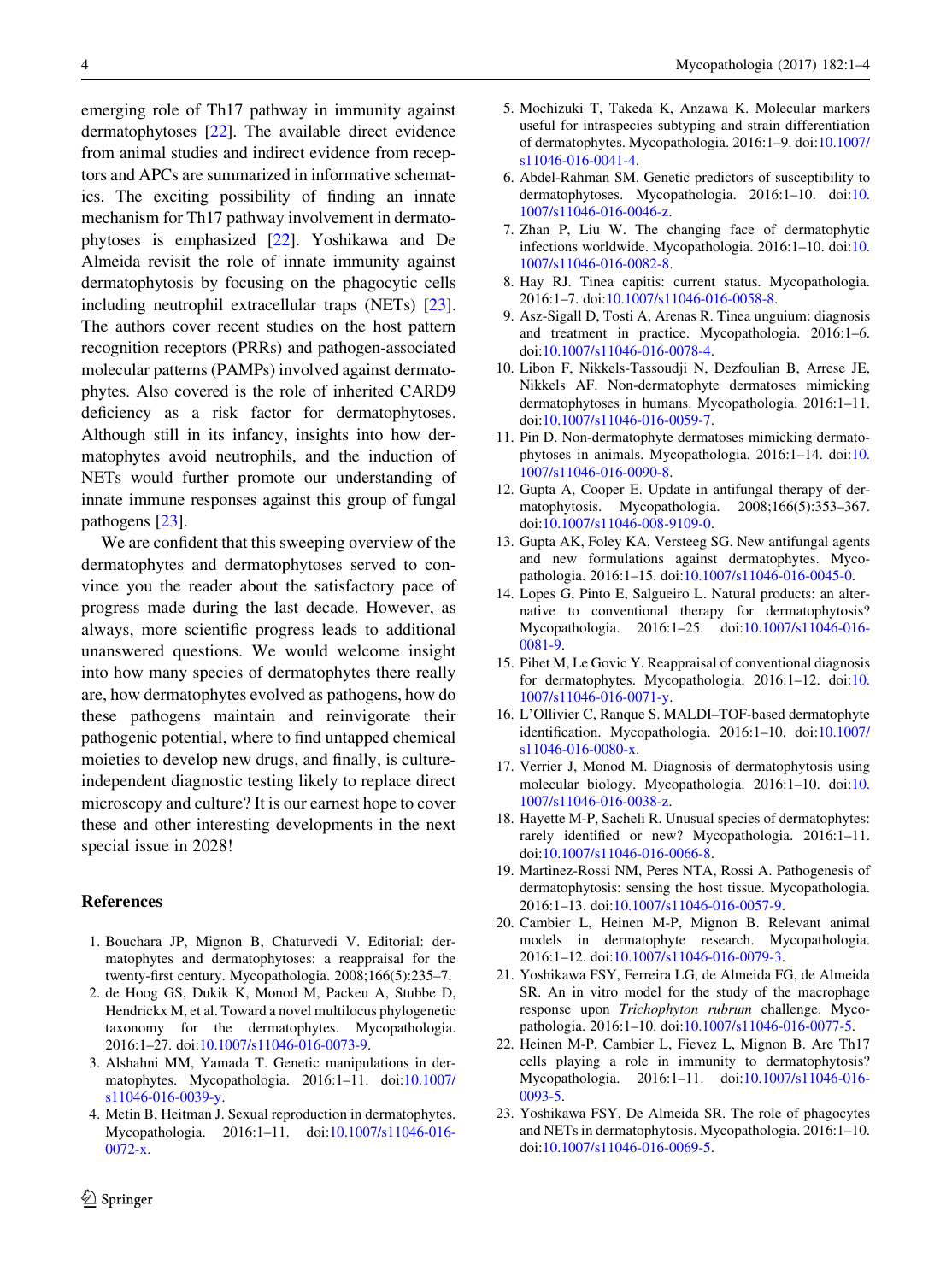emerging role of Th17 pathway in immunity against dermatophytoses [22]. The available direct evidence from animal studies and indirect evidence from receptors and APCs are summarized in informative schematics. The exciting possibility of finding an innate mechanism for Th17 pathway involvement in dermatophytoses is emphasized [22]. Yoshikawa and De Almeida revisit the role of innate immunity against dermatophytosis by focusing on the phagocytic cells including neutrophil extracellular traps (NETs) [23]. The authors cover recent studies on the host pattern recognition receptors (PRRs) and pathogen-associated molecular patterns (PAMPs) involved against dermatophytes. Also covered is the role of inherited CARD9 deficiency as a risk factor for dermatophytoses. Although still in its infancy, insights into how dermatophytes avoid neutrophils, and the induction of NETs would further promote our understanding of innate immune responses against this group of fungal pathogens [23].

We are confident that this sweeping overview of the dermatophytes and dermatophytoses served to convince you the reader about the satisfactory pace of progress made during the last decade. However, as always, more scientific progress leads to additional unanswered questions. We would welcome insight into how many species of dermatophytes there really are, how dermatophytes evolved as pathogens, how do these pathogens maintain and reinvigorate their pathogenic potential, where to find untapped chemical moieties to develop new drugs, and finally, is culture-independent diagnostic testing likely to replace direct microscopy and culture? It is our earnest hope to cover these and other interesting developments in the next special issue in 2028!

## References

1. Bouchara JP, Mignon B, Chaturvedi V. Editorial: dermatophytes and dermatophytoses: a reappraisal for the twenty-first century. Mycopathologia. 2008;166(5):235–7.
2. de Hoog GS, Dukik K, Monod M, Packeu A, Stubbe D, Hendrickx M, et al. Toward a novel multilocus phylogenetic taxonomy for the dermatophytes. Mycopathologia. 2016:1–27. doi:10.1007/s11046-016-0073-9.
3. Alshahni MM, Yamada T. Genetic manipulations in dermatophytes. Mycopathologia. 2016:1–11. doi:10.1007/s11046-016-0039-y.
4. Metin B, Heitman J. Sexual reproduction in dermatophytes. Mycopathologia. 2016:1–11. doi:10.1007/s11046-016-0072-x.
5. Mochizuki T, Takeda K, Anzawa K. Molecular markers useful for intraspecies subtyping and strain differentiation of dermatophytes. Mycopathologia. 2016:1–9. doi:10.1007/s11046-016-0041-4.
6. Abdel-Rahman SM. Genetic predictors of susceptibility to dermatophytoses. Mycopathologia. 2016:1–10. doi:10.1007/s11046-016-0046-z.
7. Zhan P, Liu W. The changing face of dermatophytic infections worldwide. Mycopathologia. 2016:1–10. doi:10.1007/s11046-016-0082-8.
8. Hay RJ. Tinea capitis: current status. Mycopathologia. 2016:1–7. doi:10.1007/s11046-016-0058-8.
9. Asz-Sigall D, Tosti A, Arenas R. Tinea unguium: diagnosis and treatment in practice. Mycopathologia. 2016:1–6. doi:10.1007/s11046-016-0078-4.
10. Libon F, Nikkels-Tassoudji N, Dezfoulian B, Arrese JE, Nikkels AF. Non-dermatophyte dermatoses mimicking dermatophytoses in humans. Mycopathologia. 2016:1–11. doi:10.1007/s11046-016-0059-7.
11. Pin D. Non-dermatophyte dermatoses mimicking dermatophytoses in animals. Mycopathologia. 2016:1–14. doi:10.1007/s11046-016-0090-8.
12. Gupta A, Cooper E. Update in antifungal therapy of dermatophytosis. Mycopathologia. 2008;166(5):353–367. doi:10.1007/s11046-008-9109-0.
13. Gupta AK, Foley KA, Versteeg SG. New antifungal agents and new formulations against dermatophytes. Mycopathologia. 2016:1–15. doi:10.1007/s11046-016-0045-0.
14. Lopes G, Pinto E, Salgueiro L. Natural products: an alternative to conventional therapy for dermatophytosis? Mycopathologia. 2016:1–25. doi:10.1007/s11046-016-0081-9.
15. Pihet M, Le Govic Y. Reappraisal of conventional diagnosis for dermatophytes. Mycopathologia. 2016:1–12. doi:10.1007/s11046-016-0071-y.
16. L'Ollivier C, Ranque S. MALDI–TOF-based dermatophyte identification. Mycopathologia. 2016:1–10. doi:10.1007/s11046-016-0080-x.
17. Verrier J, Monod M. Diagnosis of dermatophytosis using molecular biology. Mycopathologia. 2016:1–10. doi:10.1007/s11046-016-0038-z.
18. Hayette M-P, Sacheli R. Unusual species of dermatophytes: rarely identified or new? Mycopathologia. 2016:1–11. doi:10.1007/s11046-016-0066-8.
19. Martinez-Rossi NM, Peres NTA, Rossi A. Pathogenesis of dermatophytosis: sensing the host tissue. Mycopathologia. 2016:1–13. doi:10.1007/s11046-016-0057-9.
20. Cambier L, Heinen M-P, Mignon B. Relevant animal models in dermatophyte research. Mycopathologia. 2016:1–12. doi:10.1007/s11046-016-0079-3.
21. Yoshikawa FSY, Ferreira LG, de Almeida FG, de Almeida SR. An in vitro model for the study of the macrophage response upon *Trichophyton rubrum* challenge. Mycopathologia. 2016:1–10. doi:10.1007/s11046-016-0077-5.
22. Heinen M-P, Cambier L, Fievez L, Mignon B. Are Th17 cells playing a role in immunity to dermatophytosis? Mycopathologia. 2016:1–11. doi:10.1007/s11046-016-0093-5.
23. Yoshikawa FSY, De Almeida SR. The role of phagocytes and NETs in dermatophytosis. Mycopathologia. 2016:1–10. doi:10.1007/s11046-016-0069-5.